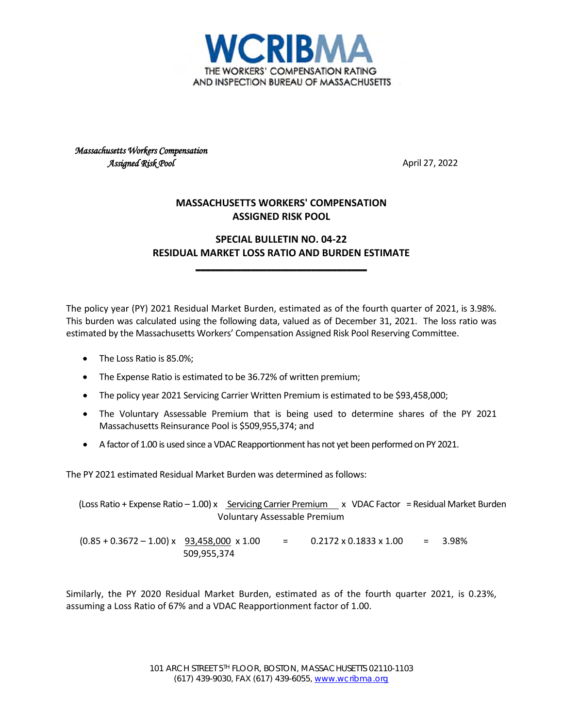# WCRIBMA

THE WORKERS' COMPENSATION RATING AND INSPECTION BUREAU OF MASSACHUSETTS

*Massachusetts Workers Compensation Assigned Risk Pool*

April 27, 2022

## MASSACHUSETTS WORKERS' COMPENSATION ASSIGNED RISK POOL

## SPECIAL BULLETIN NO. 04-22
## RESIDUAL MARKET LOSS RATIO AND BURDEN ESTIMATE

The policy year (PY) 2021 Residual Market Burden, estimated as of the fourth quarter of 2021, is 3.98%. This burden was calculated using the following data, valued as of December 31, 2021. The loss ratio was estimated by the Massachusetts Workers' Compensation Assigned Risk Pool Reserving Committee.

- The Loss Ratio is 85.0%;
- The Expense Ratio is estimated to be 36.72% of written premium;
- The policy year 2021 Servicing Carrier Written Premium is estimated to be $93,458,000;
- The Voluntary Assessable Premium that is being used to determine shares of the PY 2021 Massachusetts Reinsurance Pool is $509,955,374; and
- A factor of 1.00 is used since a VDAC Reapportionment has not yet been performed on PY 2021.

The PY 2021 estimated Residual Market Burden was determined as follows:

$$(\text{Loss Ratio} + \text{Expense Ratio} - 1.00) \times \frac{\text{Servicing Carrier Premium}}{\text{Voluntary Assessable Premium}} \times \text{VDAC Factor} = \text{Residual Market Burden}$$

$$(0.85 + 0.3672 - 1.00) \times \frac{93{,}458{,}000}{509{,}955{,}374} \times 1.00 = 0.2172 \times 0.1833 \times 1.00 = 3.98\%$$

Similarly, the PY 2020 Residual Market Burden, estimated as of the fourth quarter 2021, is 0.23%, assuming a Loss Ratio of 67% and a VDAC Reapportionment factor of 1.00.

101 ARCH STREET 5TH FLOOR, BOSTON, MASSACHUSETTS 02110-1103
(617) 439-9030, FAX (617) 439-6055, www.wcribma.org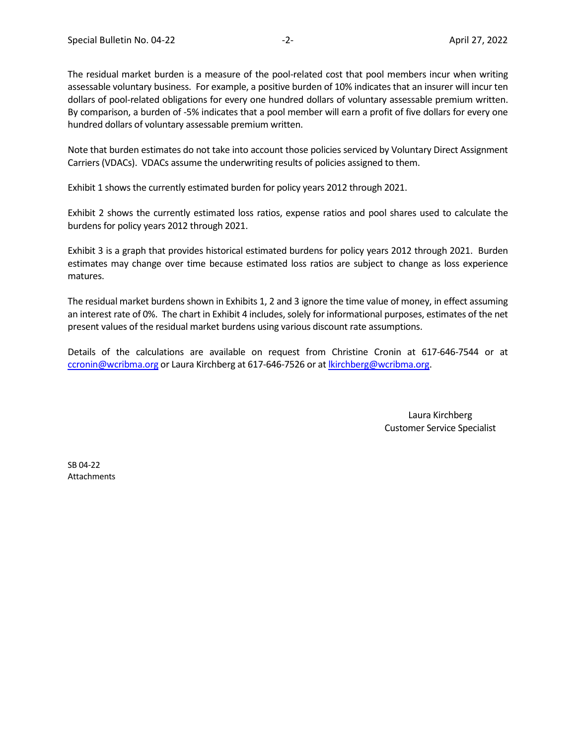The residual market burden is a measure of the pool-related cost that pool members incur when writing assessable voluntary business. For example, a positive burden of 10% indicates that an insurer will incur ten dollars of pool-related obligations for every one hundred dollars of voluntary assessable premium written. By comparison, a burden of -5% indicates that a pool member will earn a profit of five dollars for every one hundred dollars of voluntary assessable premium written.

Note that burden estimates do not take into account those policies serviced by Voluntary Direct Assignment Carriers (VDACs). VDACs assume the underwriting results of policies assigned to them.

Exhibit 1 shows the currently estimated burden for policy years 2012 through 2021.

Exhibit 2 shows the currently estimated loss ratios, expense ratios and pool shares used to calculate the burdens for policy years 2012 through 2021.

Exhibit 3 is a graph that provides historical estimated burdens for policy years 2012 through 2021. Burden estimates may change over time because estimated loss ratios are subject to change as loss experience matures.

The residual market burdens shown in Exhibits 1, 2 and 3 ignore the time value of money, in effect assuming an interest rate of 0%. The chart in Exhibit 4 includes, solely for informational purposes, estimates of the net present values of the residual market burdens using various discount rate assumptions.

Details of the calculations are available on request from Christine Cronin at 617-646-7544 or at ccronin@wcribma.org or Laura Kirchberg at 617-646-7526 or at lkirchberg@wcribma.org.

Laura Kirchberg
Customer Service Specialist

SB 04-22
Attachments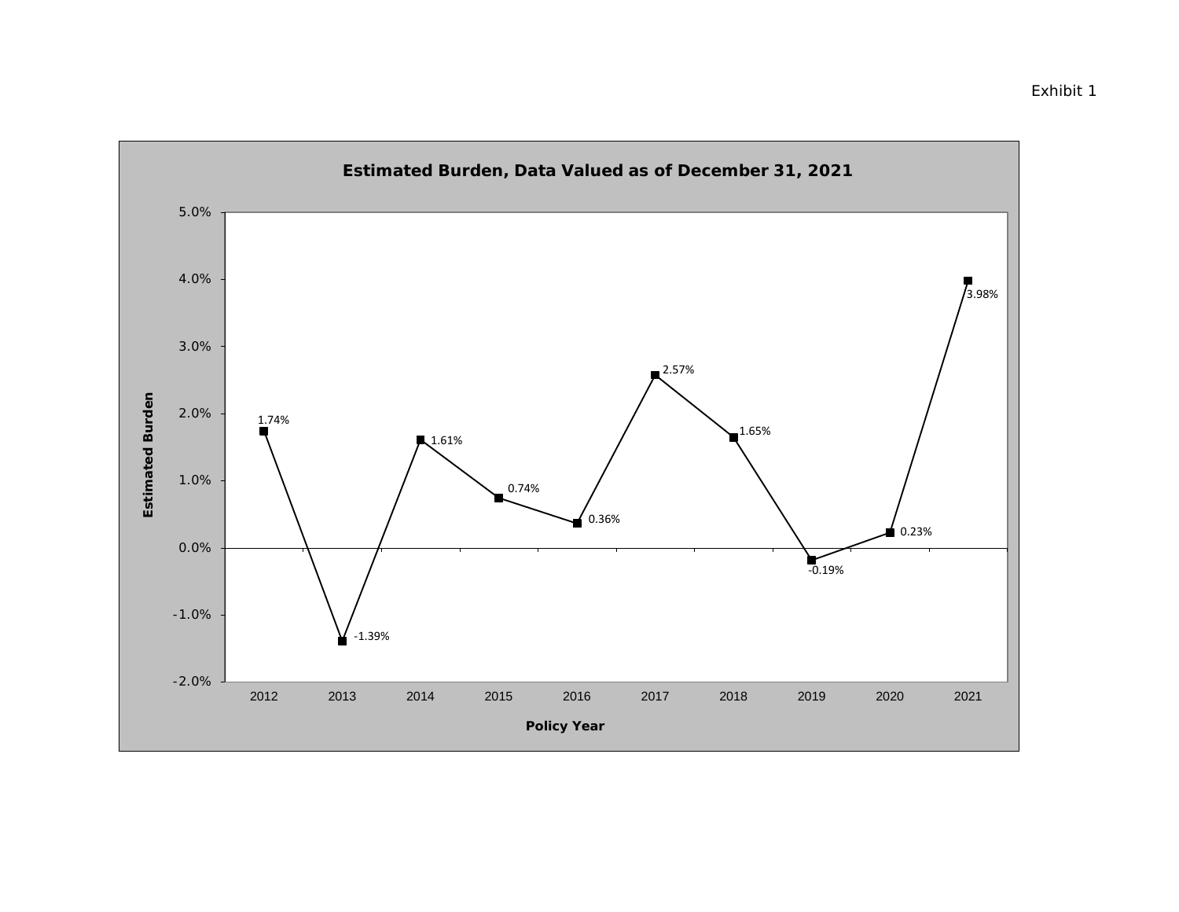Exhibit 1

## Estimated Burden, Data Valued as of December 31, 2021

| Policy Year | Estimated Burden |
|---|---|
| 2012 | 1.74% |
| 2013 | -1.39% |
| 2014 | 1.61% |
| 2015 | 0.74% |
| 2016 | 0.36% |
| 2017 | 2.57% |
| 2018 | 1.65% |
| 2019 | -0.19% |
| 2020 | 0.23% |
| 2021 | 3.98% |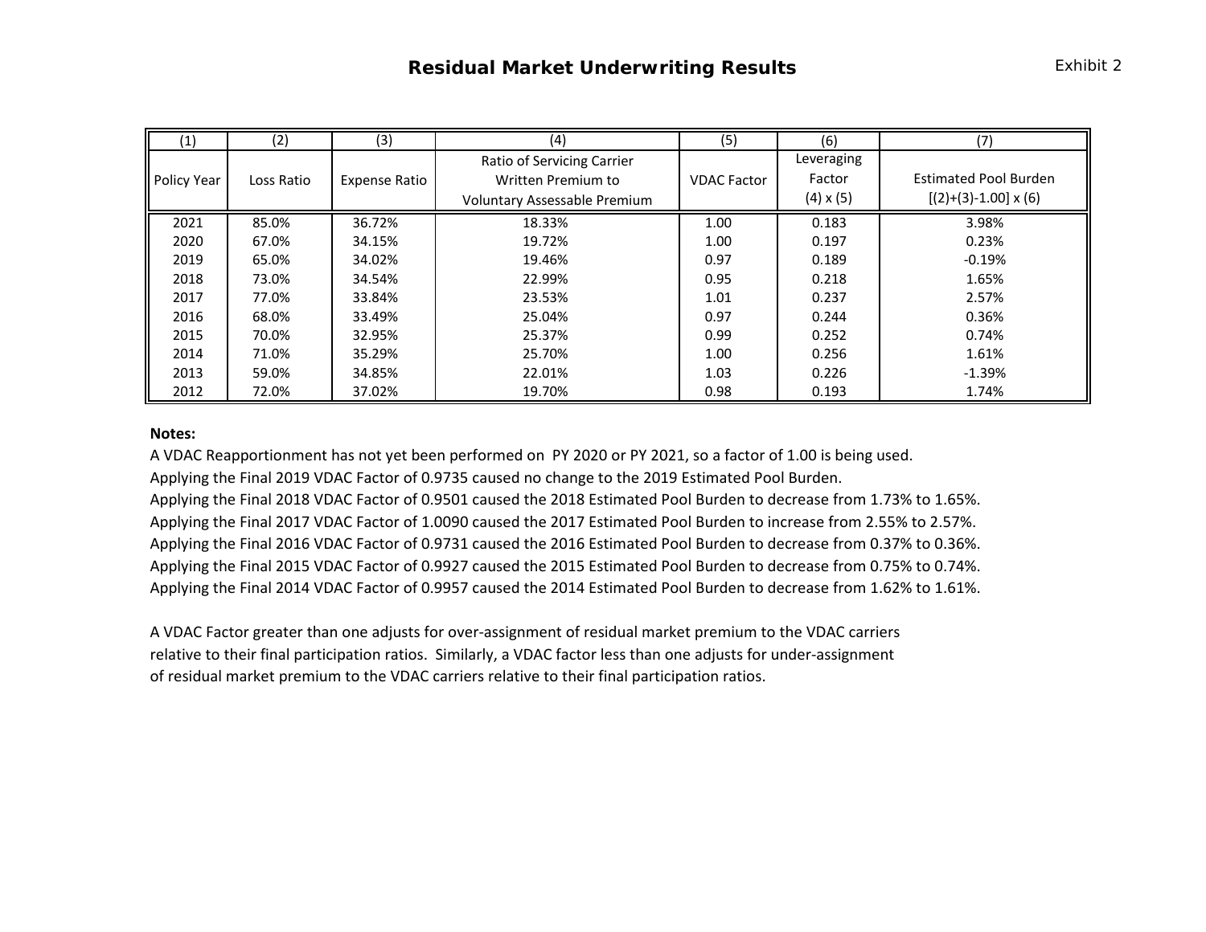# Residual Market Underwriting Results

Exhibit 2

| (1) | (2) | (3) | (4) | (5) | (6) | (7) |
|---|---|---|---|---|---|---|
| Policy Year | Loss Ratio | Expense Ratio | Ratio of Servicing Carrier Written Premium to Voluntary Assessable Premium | VDAC Factor | Leveraging Factor (4) x (5) | Estimated Pool Burden [(2)+(3)-1.00] x (6) |
| 2021 | 85.0% | 36.72% | 18.33% | 1.00 | 0.183 | 3.98% |
| 2020 | 67.0% | 34.15% | 19.72% | 1.00 | 0.197 | 0.23% |
| 2019 | 65.0% | 34.02% | 19.46% | 0.97 | 0.189 | -0.19% |
| 2018 | 73.0% | 34.54% | 22.99% | 0.95 | 0.218 | 1.65% |
| 2017 | 77.0% | 33.84% | 23.53% | 1.01 | 0.237 | 2.57% |
| 2016 | 68.0% | 33.49% | 25.04% | 0.97 | 0.244 | 0.36% |
| 2015 | 70.0% | 32.95% | 25.37% | 0.99 | 0.252 | 0.74% |
| 2014 | 71.0% | 35.29% | 25.70% | 1.00 | 0.256 | 1.61% |
| 2013 | 59.0% | 34.85% | 22.01% | 1.03 | 0.226 | -1.39% |
| 2012 | 72.0% | 37.02% | 19.70% | 0.98 | 0.193 | 1.74% |

**Notes:**

A VDAC Reapportionment has not yet been performed on PY 2020 or PY 2021, so a factor of 1.00 is being used.
Applying the Final 2019 VDAC Factor of 0.9735 caused no change to the 2019 Estimated Pool Burden.
Applying the Final 2018 VDAC Factor of 0.9501 caused the 2018 Estimated Pool Burden to decrease from 1.73% to 1.65%.
Applying the Final 2017 VDAC Factor of 1.0090 caused the 2017 Estimated Pool Burden to increase from 2.55% to 2.57%.
Applying the Final 2016 VDAC Factor of 0.9731 caused the 2016 Estimated Pool Burden to decrease from 0.37% to 0.36%.
Applying the Final 2015 VDAC Factor of 0.9927 caused the 2015 Estimated Pool Burden to decrease from 0.75% to 0.74%.
Applying the Final 2014 VDAC Factor of 0.9957 caused the 2014 Estimated Pool Burden to decrease from 1.62% to 1.61%.

A VDAC Factor greater than one adjusts for over-assignment of residual market premium to the VDAC carriers relative to their final participation ratios. Similarly, a VDAC factor less than one adjusts for under-assignment of residual market premium to the VDAC carriers relative to their final participation ratios.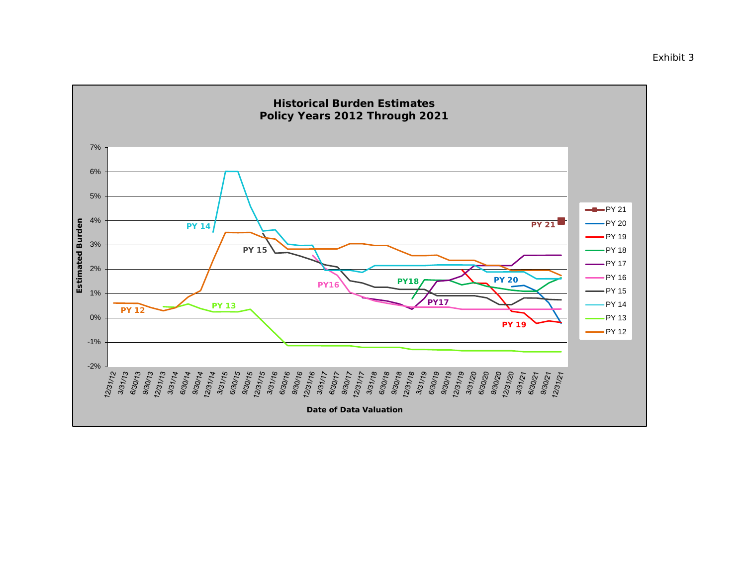Exhibit 3

## Historical Burden Estimates
## Policy Years 2012 Through 2021

Estimated Burden

Date of Data Valuation

PY 21, PY 20, PY 19, PY 18, PY 17, PY 16, PY 15, PY 14, PY 13, PY 12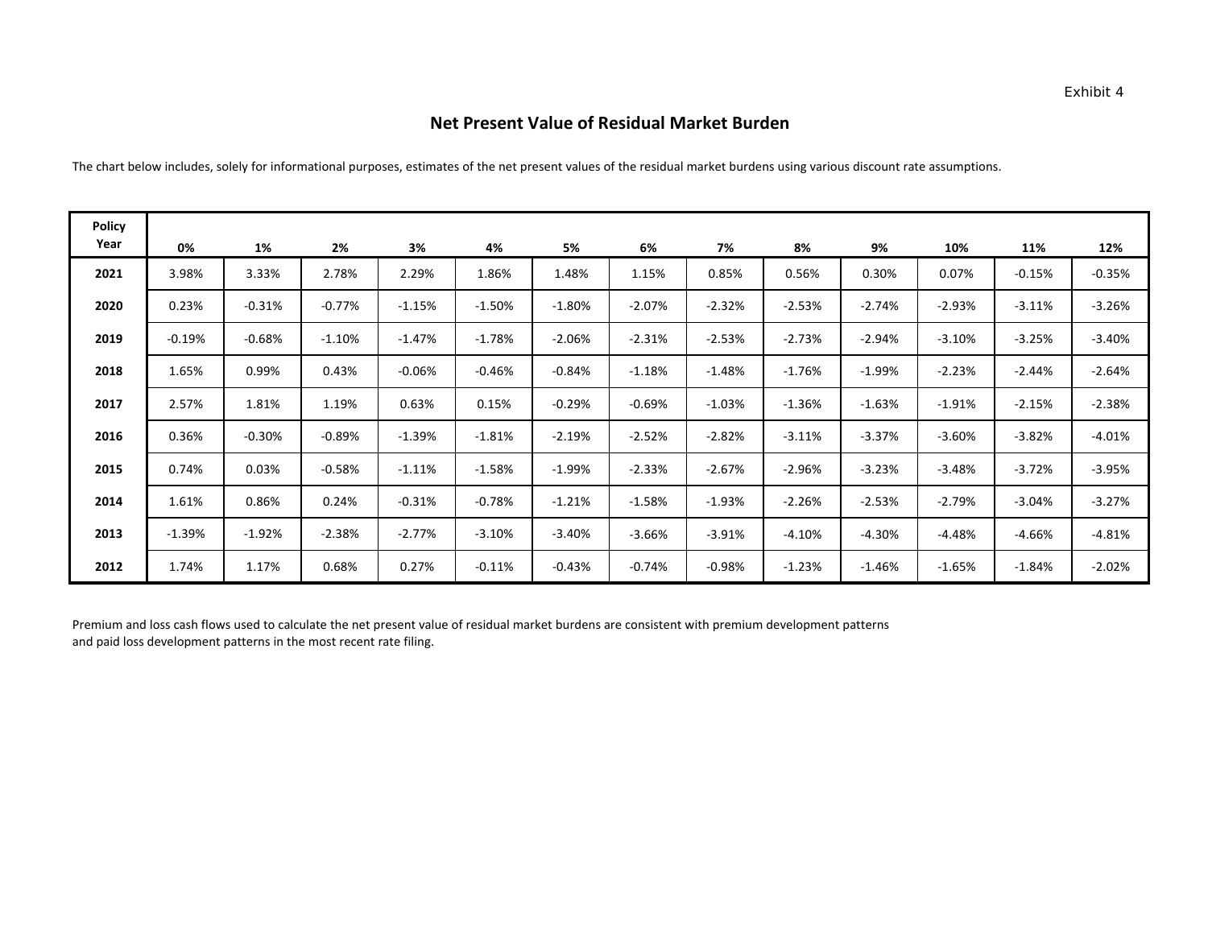Exhibit 4

## Net Present Value of Residual Market Burden

The chart below includes, solely for informational purposes, estimates of the net present values of the residual market burdens using various discount rate assumptions.

| Policy Year | 0% | 1% | 2% | 3% | 4% | 5% | 6% | 7% | 8% | 9% | 10% | 11% | 12% |
|---|---|---|---|---|---|---|---|---|---|---|---|---|---|
| 2021 | 3.98% | 3.33% | 2.78% | 2.29% | 1.86% | 1.48% | 1.15% | 0.85% | 0.56% | 0.30% | 0.07% | -0.15% | -0.35% |
| 2020 | 0.23% | -0.31% | -0.77% | -1.15% | -1.50% | -1.80% | -2.07% | -2.32% | -2.53% | -2.74% | -2.93% | -3.11% | -3.26% |
| 2019 | -0.19% | -0.68% | -1.10% | -1.47% | -1.78% | -2.06% | -2.31% | -2.53% | -2.73% | -2.94% | -3.10% | -3.25% | -3.40% |
| 2018 | 1.65% | 0.99% | 0.43% | -0.06% | -0.46% | -0.84% | -1.18% | -1.48% | -1.76% | -1.99% | -2.23% | -2.44% | -2.64% |
| 2017 | 2.57% | 1.81% | 1.19% | 0.63% | 0.15% | -0.29% | -0.69% | -1.03% | -1.36% | -1.63% | -1.91% | -2.15% | -2.38% |
| 2016 | 0.36% | -0.30% | -0.89% | -1.39% | -1.81% | -2.19% | -2.52% | -2.82% | -3.11% | -3.37% | -3.60% | -3.82% | -4.01% |
| 2015 | 0.74% | 0.03% | -0.58% | -1.11% | -1.58% | -1.99% | -2.33% | -2.67% | -2.96% | -3.23% | -3.48% | -3.72% | -3.95% |
| 2014 | 1.61% | 0.86% | 0.24% | -0.31% | -0.78% | -1.21% | -1.58% | -1.93% | -2.26% | -2.53% | -2.79% | -3.04% | -3.27% |
| 2013 | -1.39% | -1.92% | -2.38% | -2.77% | -3.10% | -3.40% | -3.66% | -3.91% | -4.10% | -4.30% | -4.48% | -4.66% | -4.81% |
| 2012 | 1.74% | 1.17% | 0.68% | 0.27% | -0.11% | -0.43% | -0.74% | -0.98% | -1.23% | -1.46% | -1.65% | -1.84% | -2.02% |

Premium and loss cash flows used to calculate the net present value of residual market burdens are consistent with premium development patterns and paid loss development patterns in the most recent rate filing.